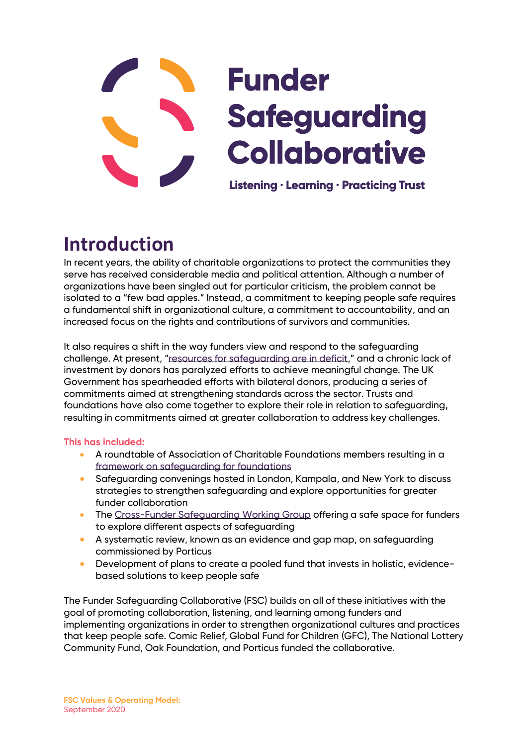# Funder Safeguarding Collaborative

**Listening · Learning · Practicing Trust**

## Introduction

In recent years, the ability of charitable organizations to protect the communities they serve has received considerable media and political attention. Although a number of organizations have been singled out for particular criticism, the problem cannot be isolated to a "few bad apples." Instead, a commitment to keeping people safe requires a fundamental shift in organizational culture, a commitment to accountability, and an increased focus on the rights and contributions of survivors and communities.

It also requires a shift in the way funders view and respond to the safeguarding challenge. At present, "resources for safeguarding are in deficit," and a chronic lack of investment by donors has paralyzed efforts to achieve meaningful change. The UK Government has spearheaded efforts with bilateral donors, producing a series of commitments aimed at strengthening standards across the sector. Trusts and foundations have also come together to explore their role in relation to safeguarding, resulting in commitments aimed at greater collaboration to address key challenges.

**This has included:**

- A roundtable of Association of Charitable Foundations members resulting in a framework on safeguarding for foundations
- Safeguarding convenings hosted in London, Kampala, and New York to discuss strategies to strengthen safeguarding and explore opportunities for greater funder collaboration
- The Cross-Funder Safeguarding Working Group offering a safe space for funders to explore different aspects of safeguarding
- A systematic review, known as an evidence and gap map, on safeguarding commissioned by Porticus
- Development of plans to create a pooled fund that invests in holistic, evidence-based solutions to keep people safe

The Funder Safeguarding Collaborative (FSC) builds on all of these initiatives with the goal of promoting collaboration, listening, and learning among funders and implementing organizations in order to strengthen organizational cultures and practices that keep people safe. Comic Relief, Global Fund for Children (GFC), The National Lottery Community Fund, Oak Foundation, and Porticus funded the collaborative.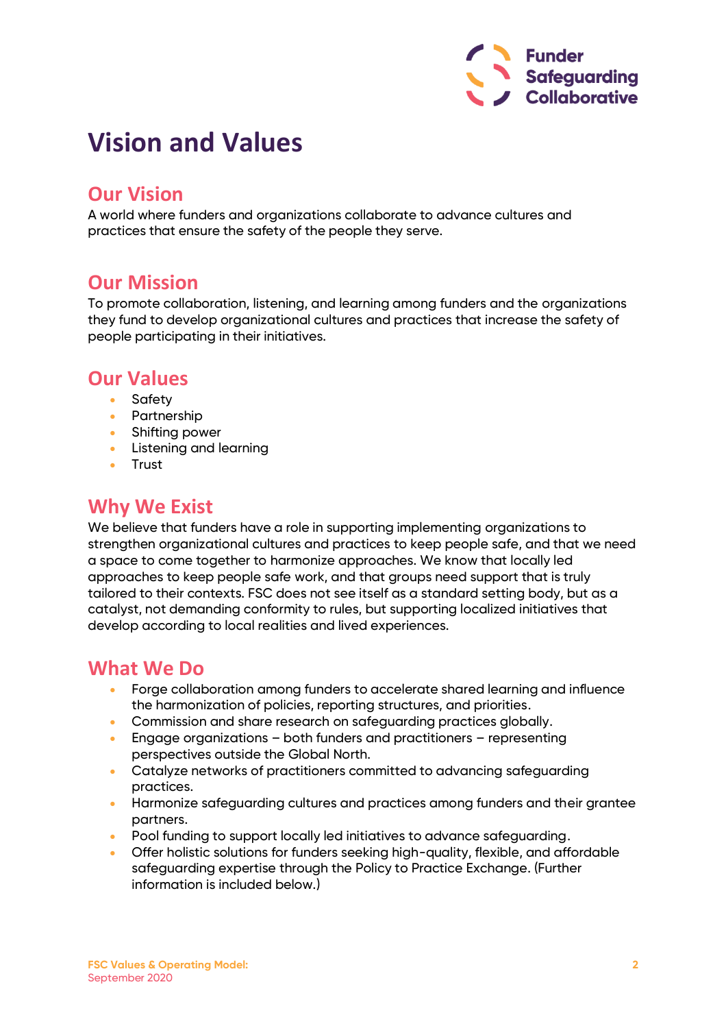# Vision and Values

## Our Vision

A world where funders and organizations collaborate to advance cultures and practices that ensure the safety of the people they serve.

## Our Mission

To promote collaboration, listening, and learning among funders and the organizations they fund to develop organizational cultures and practices that increase the safety of people participating in their initiatives.

## Our Values

- Safety
- Partnership
- Shifting power
- Listening and learning
- Trust

## Why We Exist

We believe that funders have a role in supporting implementing organizations to strengthen organizational cultures and practices to keep people safe, and that we need a space to come together to harmonize approaches. We know that locally led approaches to keep people safe work, and that groups need support that is truly tailored to their contexts. FSC does not see itself as a standard setting body, but as a catalyst, not demanding conformity to rules, but supporting localized initiatives that develop according to local realities and lived experiences.

## What We Do

- Forge collaboration among funders to accelerate shared learning and influence the harmonization of policies, reporting structures, and priorities.
- Commission and share research on safeguarding practices globally.
- Engage organizations – both funders and practitioners – representing perspectives outside the Global North.
- Catalyze networks of practitioners committed to advancing safeguarding practices.
- Harmonize safeguarding cultures and practices among funders and their grantee partners.
- Pool funding to support locally led initiatives to advance safeguarding.
- Offer holistic solutions for funders seeking high-quality, flexible, and affordable safeguarding expertise through the Policy to Practice Exchange. (Further information is included below.)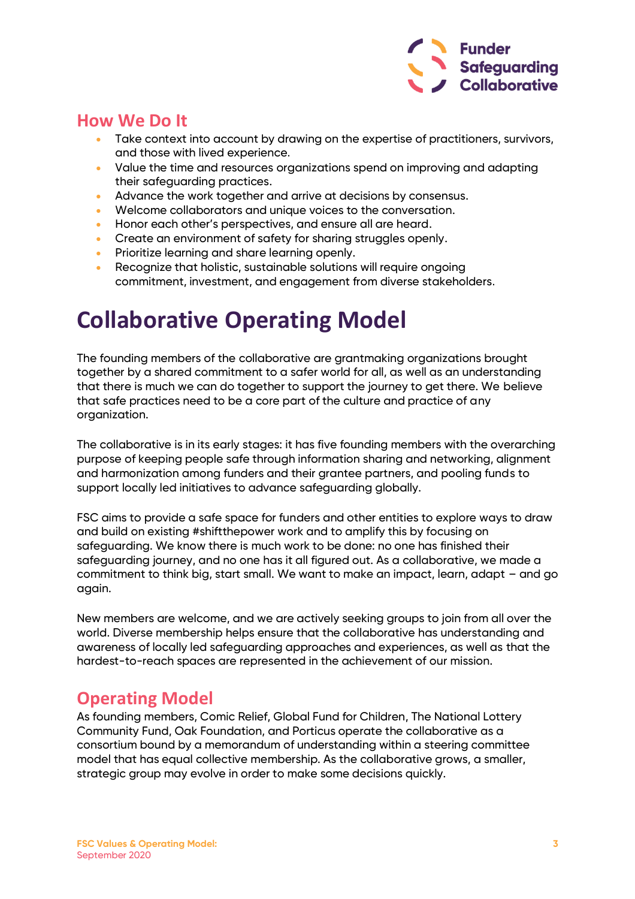## How We Do It

- Take context into account by drawing on the expertise of practitioners, survivors, and those with lived experience.
- Value the time and resources organizations spend on improving and adapting their safeguarding practices.
- Advance the work together and arrive at decisions by consensus.
- Welcome collaborators and unique voices to the conversation.
- Honor each other's perspectives, and ensure all are heard.
- Create an environment of safety for sharing struggles openly.
- Prioritize learning and share learning openly.
- Recognize that holistic, sustainable solutions will require ongoing commitment, investment, and engagement from diverse stakeholders.

# Collaborative Operating Model

The founding members of the collaborative are grantmaking organizations brought together by a shared commitment to a safer world for all, as well as an understanding that there is much we can do together to support the journey to get there. We believe that safe practices need to be a core part of the culture and practice of any organization.

The collaborative is in its early stages: it has five founding members with the overarching purpose of keeping people safe through information sharing and networking, alignment and harmonization among funders and their grantee partners, and pooling funds to support locally led initiatives to advance safeguarding globally.

FSC aims to provide a safe space for funders and other entities to explore ways to draw and build on existing #shiftthepower work and to amplify this by focusing on safeguarding. We know there is much work to be done: no one has finished their safeguarding journey, and no one has it all figured out. As a collaborative, we made a commitment to think big, start small. We want to make an impact, learn, adapt – and go again.

New members are welcome, and we are actively seeking groups to join from all over the world. Diverse membership helps ensure that the collaborative has understanding and awareness of locally led safeguarding approaches and experiences, as well as that the hardest-to-reach spaces are represented in the achievement of our mission.

## Operating Model

As founding members, Comic Relief, Global Fund for Children, The National Lottery Community Fund, Oak Foundation, and Porticus operate the collaborative as a consortium bound by a memorandum of understanding within a steering committee model that has equal collective membership. As the collaborative grows, a smaller, strategic group may evolve in order to make some decisions quickly.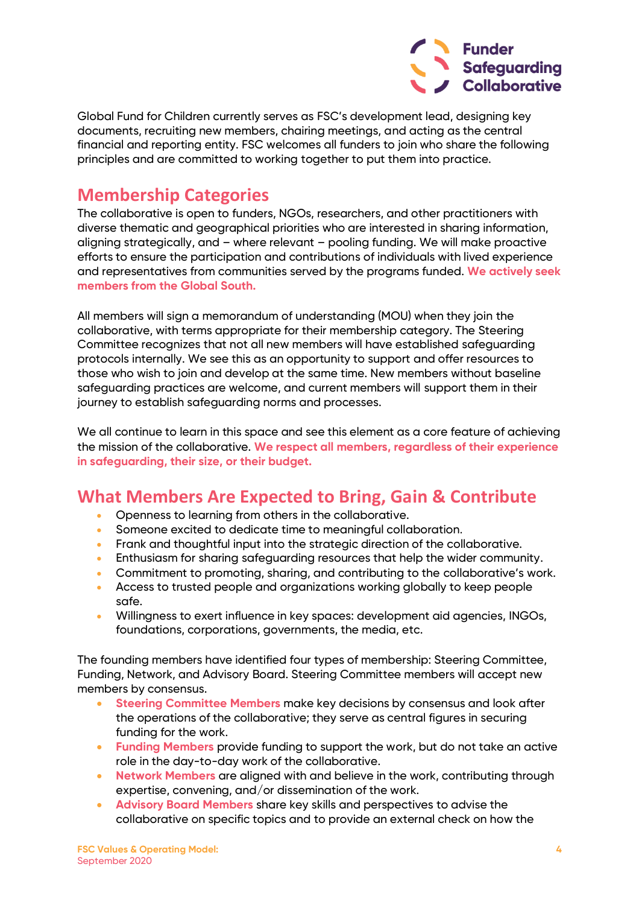Global Fund for Children currently serves as FSC's development lead, designing key documents, recruiting new members, chairing meetings, and acting as the central financial and reporting entity. FSC welcomes all funders to join who share the following principles and are committed to working together to put them into practice.

## Membership Categories

The collaborative is open to funders, NGOs, researchers, and other practitioners with diverse thematic and geographical priorities who are interested in sharing information, aligning strategically, and – where relevant – pooling funding. We will make proactive efforts to ensure the participation and contributions of individuals with lived experience and representatives from communities served by the programs funded. **We actively seek members from the Global South.**

All members will sign a memorandum of understanding (MOU) when they join the collaborative, with terms appropriate for their membership category. The Steering Committee recognizes that not all new members will have established safeguarding protocols internally. We see this as an opportunity to support and offer resources to those who wish to join and develop at the same time. New members without baseline safeguarding practices are welcome, and current members will support them in their journey to establish safeguarding norms and processes.

We all continue to learn in this space and see this element as a core feature of achieving the mission of the collaborative. **We respect all members, regardless of their experience in safeguarding, their size, or their budget.**

## What Members Are Expected to Bring, Gain & Contribute

- Openness to learning from others in the collaborative.
- Someone excited to dedicate time to meaningful collaboration.
- Frank and thoughtful input into the strategic direction of the collaborative.
- Enthusiasm for sharing safeguarding resources that help the wider community.
- Commitment to promoting, sharing, and contributing to the collaborative's work.
- Access to trusted people and organizations working globally to keep people safe.
- Willingness to exert influence in key spaces: development aid agencies, INGOs, foundations, corporations, governments, the media, etc.

The founding members have identified four types of membership: Steering Committee, Funding, Network, and Advisory Board. Steering Committee members will accept new members by consensus.

- **Steering Committee Members** make key decisions by consensus and look after the operations of the collaborative; they serve as central figures in securing funding for the work.
- **Funding Members** provide funding to support the work, but do not take an active role in the day-to-day work of the collaborative.
- **Network Members** are aligned with and believe in the work, contributing through expertise, convening, and/or dissemination of the work.
- **Advisory Board Members** share key skills and perspectives to advise the collaborative on specific topics and to provide an external check on how the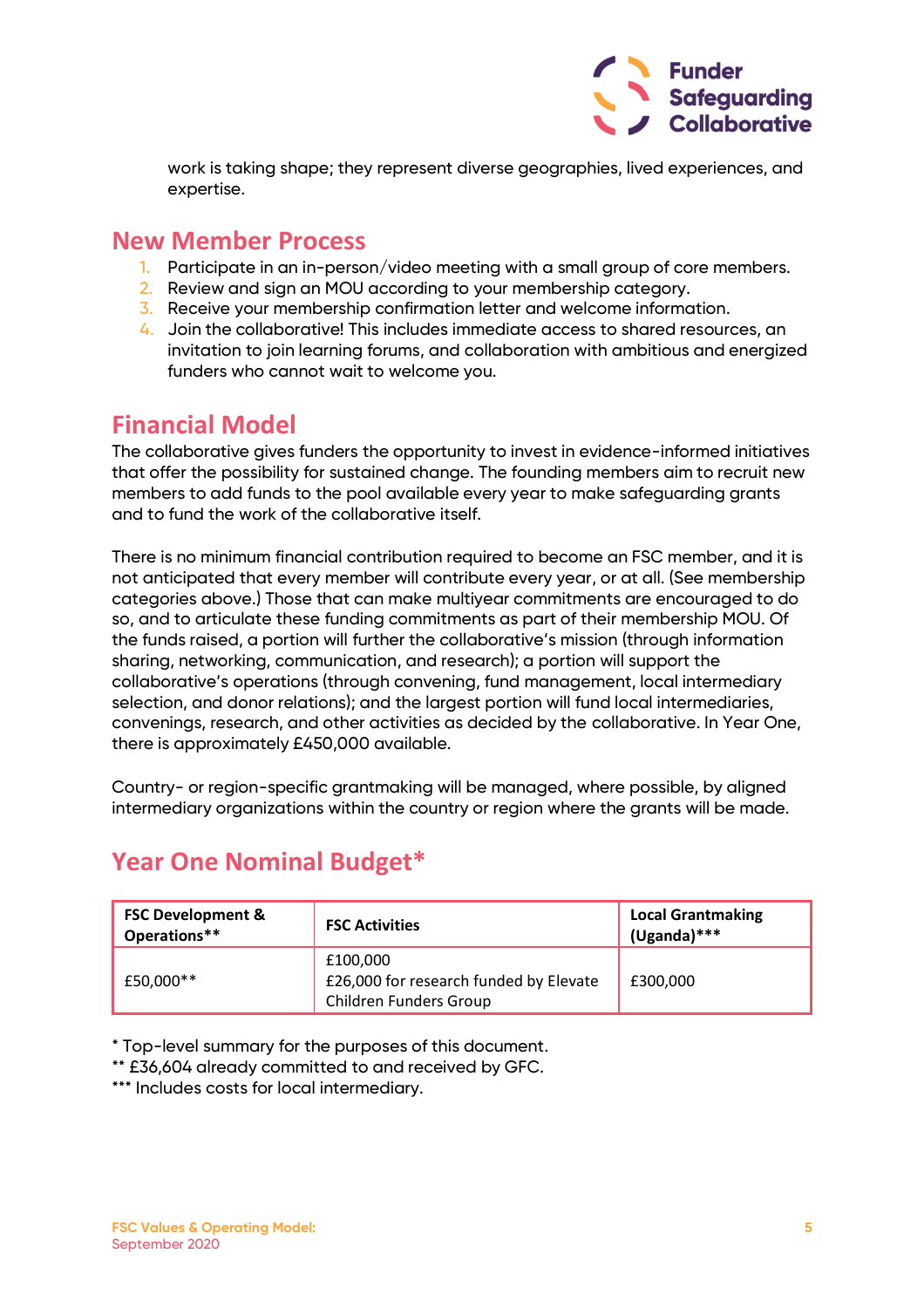work is taking shape; they represent diverse geographies, lived experiences, and expertise.

## New Member Process

1. Participate in an in-person/video meeting with a small group of core members.
2. Review and sign an MOU according to your membership category.
3. Receive your membership confirmation letter and welcome information.
4. Join the collaborative! This includes immediate access to shared resources, an invitation to join learning forums, and collaboration with ambitious and energized funders who cannot wait to welcome you.

## Financial Model

The collaborative gives funders the opportunity to invest in evidence-informed initiatives that offer the possibility for sustained change. The founding members aim to recruit new members to add funds to the pool available every year to make safeguarding grants and to fund the work of the collaborative itself.

There is no minimum financial contribution required to become an FSC member, and it is not anticipated that every member will contribute every year, or at all. (See membership categories above.) Those that can make multiyear commitments are encouraged to do so, and to articulate these funding commitments as part of their membership MOU. Of the funds raised, a portion will further the collaborative's mission (through information sharing, networking, communication, and research); a portion will support the collaborative's operations (through convening, fund management, local intermediary selection, and donor relations); and the largest portion will fund local intermediaries, convenings, research, and other activities as decided by the collaborative. In Year One, there is approximately £450,000 available.

Country- or region-specific grantmaking will be managed, where possible, by aligned intermediary organizations within the country or region where the grants will be made.

## Year One Nominal Budget*

| FSC Development & Operations** | FSC Activities | Local Grantmaking (Uganda)*** |
|---|---|---|
| £50,000** | £100,000<br>£26,000 for research funded by Elevate Children Funders Group | £300,000 |

\* Top-level summary for the purposes of this document.
** £36,604 already committed to and received by GFC.
*** Includes costs for local intermediary.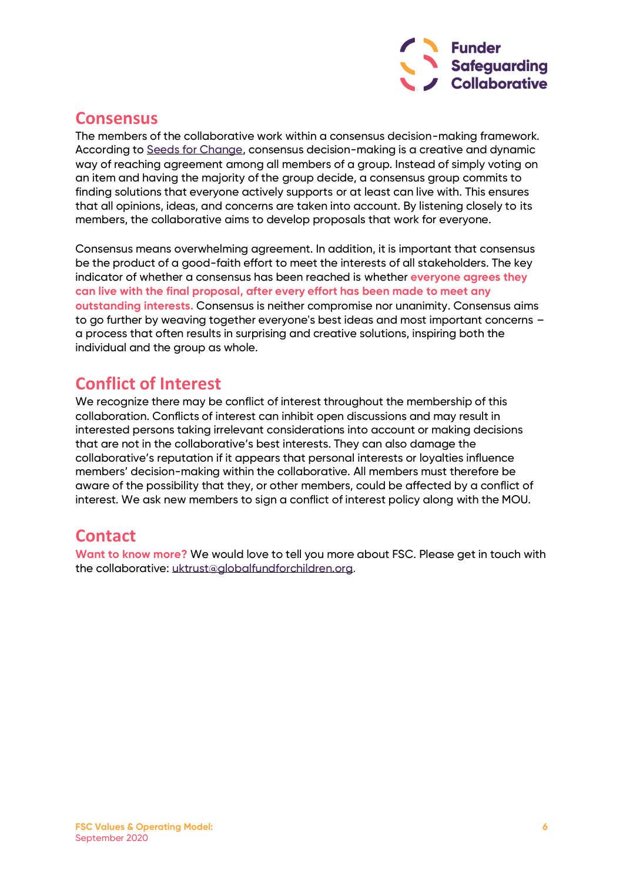## Consensus

The members of the collaborative work within a consensus decision-making framework. According to [Seeds for Change](), consensus decision-making is a creative and dynamic way of reaching agreement among all members of a group. Instead of simply voting on an item and having the majority of the group decide, a consensus group commits to finding solutions that everyone actively supports or at least can live with. This ensures that all opinions, ideas, and concerns are taken into account. By listening closely to its members, the collaborative aims to develop proposals that work for everyone.

Consensus means overwhelming agreement. In addition, it is important that consensus be the product of a good-faith effort to meet the interests of all stakeholders. The key indicator of whether a consensus has been reached is whether **everyone agrees they can live with the final proposal, after every effort has been made to meet any outstanding interests.** Consensus is neither compromise nor unanimity. Consensus aims to go further by weaving together everyone's best ideas and most important concerns – a process that often results in surprising and creative solutions, inspiring both the individual and the group as whole.

## Conflict of Interest

We recognize there may be conflict of interest throughout the membership of this collaboration. Conflicts of interest can inhibit open discussions and may result in interested persons taking irrelevant considerations into account or making decisions that are not in the collaborative's best interests. They can also damage the collaborative's reputation if it appears that personal interests or loyalties influence members' decision-making within the collaborative. All members must therefore be aware of the possibility that they, or other members, could be affected by a conflict of interest. We ask new members to sign a conflict of interest policy along with the MOU.

## Contact

**Want to know more?** We would love to tell you more about FSC. Please get in touch with the collaborative: uktrust@globalfundforchildren.org.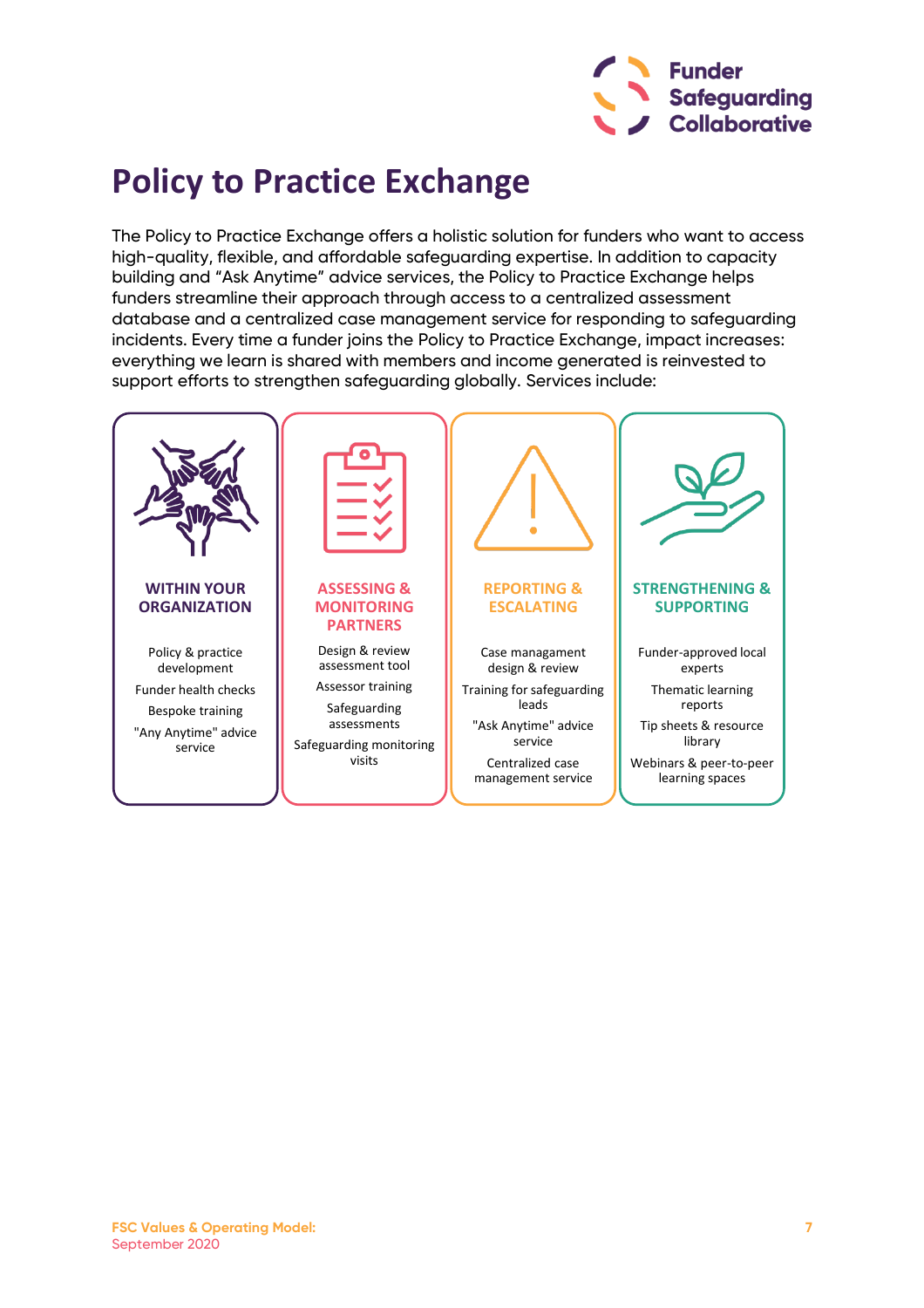# Policy to Practice Exchange

The Policy to Practice Exchange offers a holistic solution for funders who want to access high-quality, flexible, and affordable safeguarding expertise. In addition to capacity building and "Ask Anytime" advice services, the Policy to Practice Exchange helps funders streamline their approach through access to a centralized assessment database and a centralized case management service for responding to safeguarding incidents. Every time a funder joins the Policy to Practice Exchange, impact increases: everything we learn is shared with members and income generated is reinvested to support efforts to strengthen safeguarding globally. Services include:

**WITHIN YOUR ORGANIZATION**

- Policy & practice development
- Funder health checks
- Bespoke training
- "Any Anytime" advice service

**ASSESSING & MONITORING PARTNERS**

- Design & review assessment tool
- Assessor training
- Safeguarding assessments
- Safeguarding monitoring visits

**REPORTING & ESCALATING**

- Case managament design & review
- Training for safeguarding leads
- "Ask Anytime" advice service
- Centralized case management service

**STRENGTHENING & SUPPORTING**

- Funder-approved local experts
- Thematic learning reports
- Tip sheets & resource library
- Webinars & peer-to-peer learning spaces